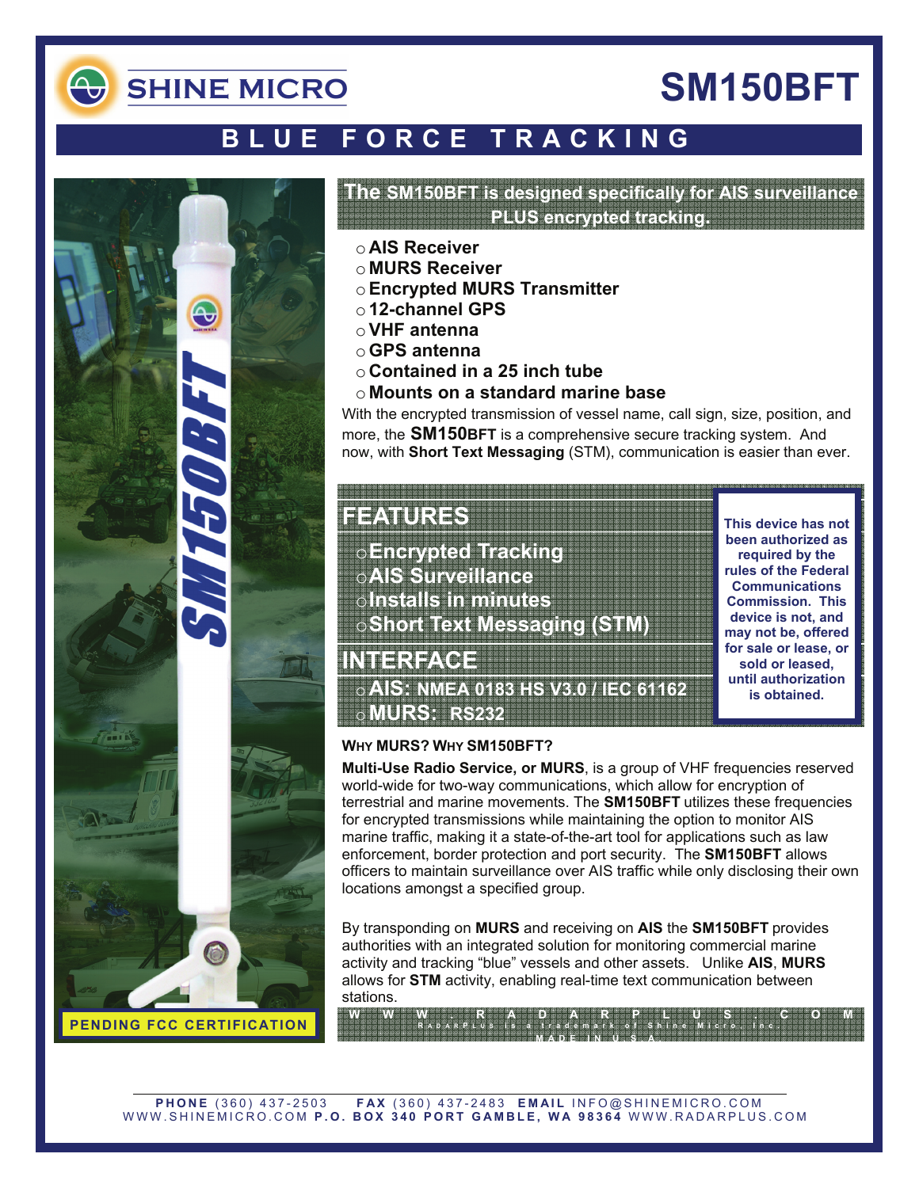SHINE MICRO

# SM150BFT

## BLUE FORCE TRACKING

**The SM150BFT is designed specifically for AIS surveillance PLUS encrypted tracking.**

- **AIS Receiver**
- **MURS Receiver**
- **Encrypted MURS Transmitter**
- **12-channel GPS**
- **VHF antenna**
- **GPS antenna**
- **Contained in a 25 inch tube**
- **Mounts on a standard marine base**

With the encrypted transmission of vessel name, call sign, size, position, and more, the **SM150BFT** is a comprehensive secure tracking system. And now, with **Short Text Messaging** (STM), communication is easier than ever.

## FEATURES

- Encrypted Tracking
- AIS Surveillance
- Installs in minutes
- Short Text Messaging (STM)

## INTERFACE

- **AIS:** NMEA 0183 HS V3.0 / IEC 61162
- **MURS:** RS232

**This device has not been authorized as required by the rules of the Federal Communications Commission. This device is not, and may not be, offered for sale or lease, or sold or leased, until authorization is obtained.**

### WHY MURS? WHY SM150BFT?

**Multi-Use Radio Service, or MURS**, is a group of VHF frequencies reserved world-wide for two-way communications, which allow for encryption of terrestrial and marine movements. The **SM150BFT** utilizes these frequencies for encrypted transmissions while maintaining the option to monitor AIS marine traffic, making it a state-of-the-art tool for applications such as law enforcement, border protection and port security. The **SM150BFT** allows officers to maintain surveillance over AIS traffic while only disclosing their own locations amongst a specified group.

By transponding on **MURS** and receiving on **AIS** the **SM150BFT** provides authorities with an integrated solution for monitoring commercial marine activity and tracking "blue" vessels and other assets. Unlike **AIS**, **MURS** allows for **STM** activity, enabling real-time text communication between stations.

**PENDING FCC CERTIFICATION**

WWW.RADARPLUS.COM
RadarPlus is a trademark of Shine Micro, Inc.
MADE IN U.S.A.

**PHONE** (360) 437-2503 **FAX** (360) 437-2483 **EMAIL** INFO@SHINEMICRO.COM
WWW.SHINEMICRO.COM **P.O. BOX 340 PORT GAMBLE, WA 98364** WWW.RADARPLUS.COM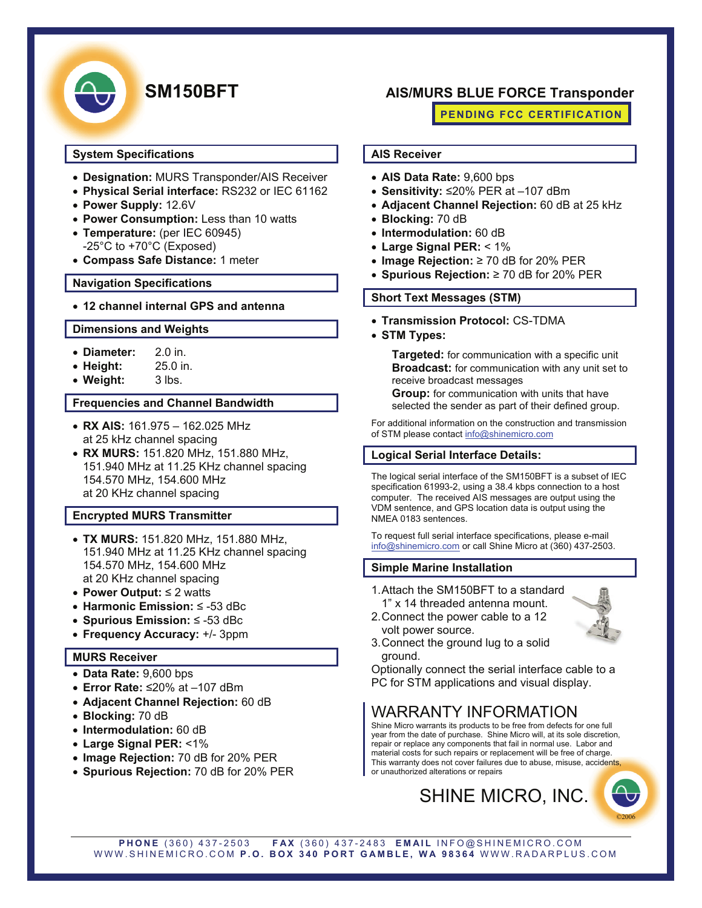# SM150BFT

## AIS/MURS BLUE FORCE Transponder

**PENDING FCC CERTIFICATION**

### System Specifications

- **Designation:** MURS Transponder/AIS Receiver
- **Physical Serial interface:** RS232 or IEC 61162
- **Power Supply:** 12.6V
- **Power Consumption:** Less than 10 watts
- **Temperature:** (per IEC 60945) -25°C to +70°C (Exposed)
- **Compass Safe Distance:** 1 meter

### Navigation Specifications

- **12 channel internal GPS and antenna**

### Dimensions and Weights

- **Diameter:** 2.0 in.
- **Height:** 25.0 in.
- **Weight:** 3 lbs.

### Frequencies and Channel Bandwidth

- **RX AIS:** 161.975 – 162.025 MHz at 25 kHz channel spacing
- **RX MURS:** 151.820 MHz, 151.880 MHz, 151.940 MHz at 11.25 KHz channel spacing 154.570 MHz, 154.600 MHz at 20 KHz channel spacing

### Encrypted MURS Transmitter

- **TX MURS:** 151.820 MHz, 151.880 MHz, 151.940 MHz at 11.25 KHz channel spacing 154.570 MHz, 154.600 MHz at 20 KHz channel spacing
- **Power Output:** ≤ 2 watts
- **Harmonic Emission:** ≤ -53 dBc
- **Spurious Emission:** ≤ -53 dBc
- **Frequency Accuracy:** +/- 3ppm

### MURS Receiver

- **Data Rate:** 9,600 bps
- **Error Rate:** ≤20% at –107 dBm
- **Adjacent Channel Rejection:** 60 dB
- **Blocking:** 70 dB
- **Intermodulation:** 60 dB
- **Large Signal PER:** <1%
- **Image Rejection:** 70 dB for 20% PER
- **Spurious Rejection:** 70 dB for 20% PER

### AIS Receiver

- **AIS Data Rate:** 9,600 bps
- **Sensitivity:** ≤20% PER at –107 dBm
- **Adjacent Channel Rejection:** 60 dB at 25 kHz
- **Blocking:** 70 dB
- **Intermodulation:** 60 dB
- **Large Signal PER:** < 1%
- **Image Rejection:** ≥ 70 dB for 20% PER
- **Spurious Rejection:** ≥ 70 dB for 20% PER

### Short Text Messages (STM)

- **Transmission Protocol:** CS-TDMA
- **STM Types:**

  **Targeted:** for communication with a specific unit
  **Broadcast:** for communication with any unit set to receive broadcast messages
  **Group:** for communication with units that have selected the sender as part of their defined group.

For additional information on the construction and transmission of STM please contact info@shinemicro.com

### Logical Serial Interface Details:

The logical serial interface of the SM150BFT is a subset of IEC specification 61993-2, using a 38.4 kbps connection to a host computer. The received AIS messages are output using the VDM sentence, and GPS location data is output using the NMEA 0183 sentences.

To request full serial interface specifications, please e-mail info@shinemicro.com or call Shine Micro at (360) 437-2503.

### Simple Marine Installation

1. Attach the SM150BFT to a standard 1" x 14 threaded antenna mount.
2. Connect the power cable to a 12 volt power source.
3. Connect the ground lug to a solid ground.

Optionally connect the serial interface cable to a PC for STM applications and visual display.

## WARRANTY INFORMATION

Shine Micro warrants its products to be free from defects for one full year from the date of purchase. Shine Micro will, at its sole discretion, repair or replace any components that fail in normal use. Labor and material costs for such repairs or replacement will be free of charge. This warranty does not cover failures due to abuse, misuse, accidents, or unauthorized alterations or repairs

SHINE MICRO, INC.

©2006

**PHONE** (360) 437-2503 **FAX** (360) 437-2483 **EMAIL** INFO@SHINEMICRO.COM
WWW.SHINEMICRO.COM **P.O. BOX 340 PORT GAMBLE, WA 98364** WWW.RADARPLUS.COM